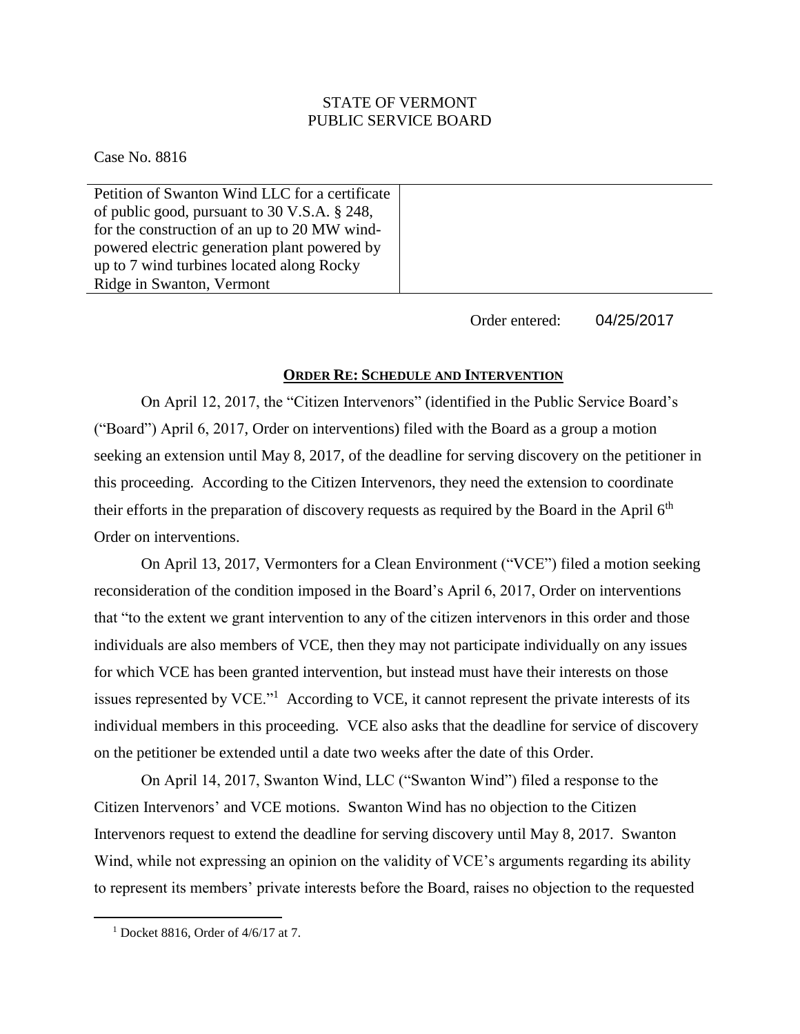STATE OF VERMONT
PUBLIC SERVICE BOARD

Case No. 8816

| Petition of Swanton Wind LLC for a certificate of public good, pursuant to 30 V.S.A. § 248, for the construction of an up to 20 MW wind-powered electric generation plant powered by up to 7 wind turbines located along Rocky Ridge in Swanton, Vermont | |
|---|---|

Order entered: 04/25/2017

## ORDER RE: SCHEDULE AND INTERVENTION

On April 12, 2017, the "Citizen Intervenors" (identified in the Public Service Board's ("Board") April 6, 2017, Order on interventions) filed with the Board as a group a motion seeking an extension until May 8, 2017, of the deadline for serving discovery on the petitioner in this proceeding. According to the Citizen Intervenors, they need the extension to coordinate their efforts in the preparation of discovery requests as required by the Board in the April 6th Order on interventions.

On April 13, 2017, Vermonters for a Clean Environment ("VCE") filed a motion seeking reconsideration of the condition imposed in the Board's April 6, 2017, Order on interventions that "to the extent we grant intervention to any of the citizen intervenors in this order and those individuals are also members of VCE, then they may not participate individually on any issues for which VCE has been granted intervention, but instead must have their interests on those issues represented by VCE."[1] According to VCE, it cannot represent the private interests of its individual members in this proceeding. VCE also asks that the deadline for service of discovery on the petitioner be extended until a date two weeks after the date of this Order.

On April 14, 2017, Swanton Wind, LLC ("Swanton Wind") filed a response to the Citizen Intervenors' and VCE motions. Swanton Wind has no objection to the Citizen Intervenors request to extend the deadline for serving discovery until May 8, 2017. Swanton Wind, while not expressing an opinion on the validity of VCE's arguments regarding its ability to represent its members' private interests before the Board, raises no objection to the requested

[1] Docket 8816, Order of 4/6/17 at 7.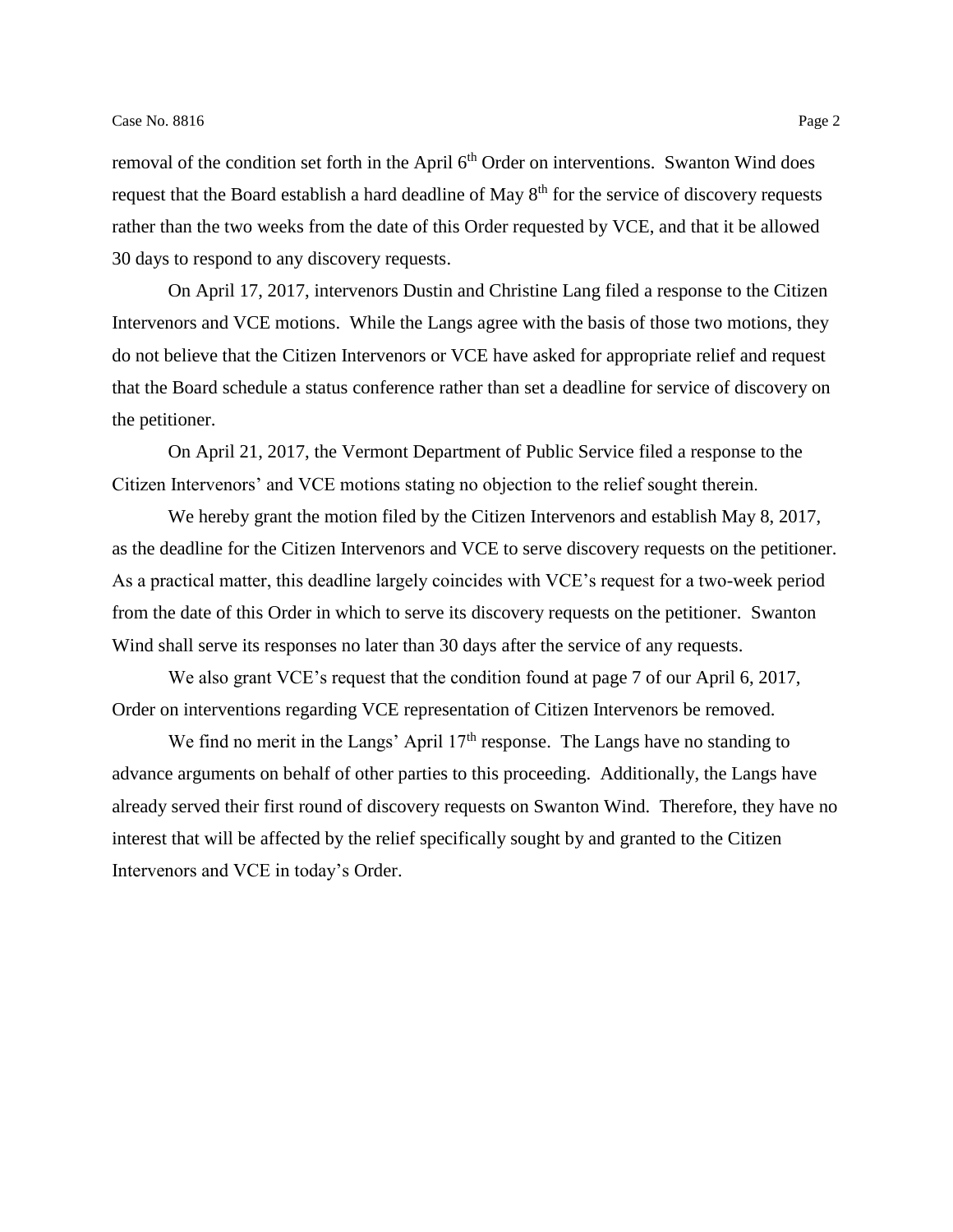removal of the condition set forth in the April 6th Order on interventions. Swanton Wind does request that the Board establish a hard deadline of May 8th for the service of discovery requests rather than the two weeks from the date of this Order requested by VCE, and that it be allowed 30 days to respond to any discovery requests.

On April 17, 2017, intervenors Dustin and Christine Lang filed a response to the Citizen Intervenors and VCE motions. While the Langs agree with the basis of those two motions, they do not believe that the Citizen Intervenors or VCE have asked for appropriate relief and request that the Board schedule a status conference rather than set a deadline for service of discovery on the petitioner.

On April 21, 2017, the Vermont Department of Public Service filed a response to the Citizen Intervenors' and VCE motions stating no objection to the relief sought therein.

We hereby grant the motion filed by the Citizen Intervenors and establish May 8, 2017, as the deadline for the Citizen Intervenors and VCE to serve discovery requests on the petitioner. As a practical matter, this deadline largely coincides with VCE's request for a two-week period from the date of this Order in which to serve its discovery requests on the petitioner. Swanton Wind shall serve its responses no later than 30 days after the service of any requests.

We also grant VCE's request that the condition found at page 7 of our April 6, 2017, Order on interventions regarding VCE representation of Citizen Intervenors be removed.

We find no merit in the Langs' April 17th response. The Langs have no standing to advance arguments on behalf of other parties to this proceeding. Additionally, the Langs have already served their first round of discovery requests on Swanton Wind. Therefore, they have no interest that will be affected by the relief specifically sought by and granted to the Citizen Intervenors and VCE in today's Order.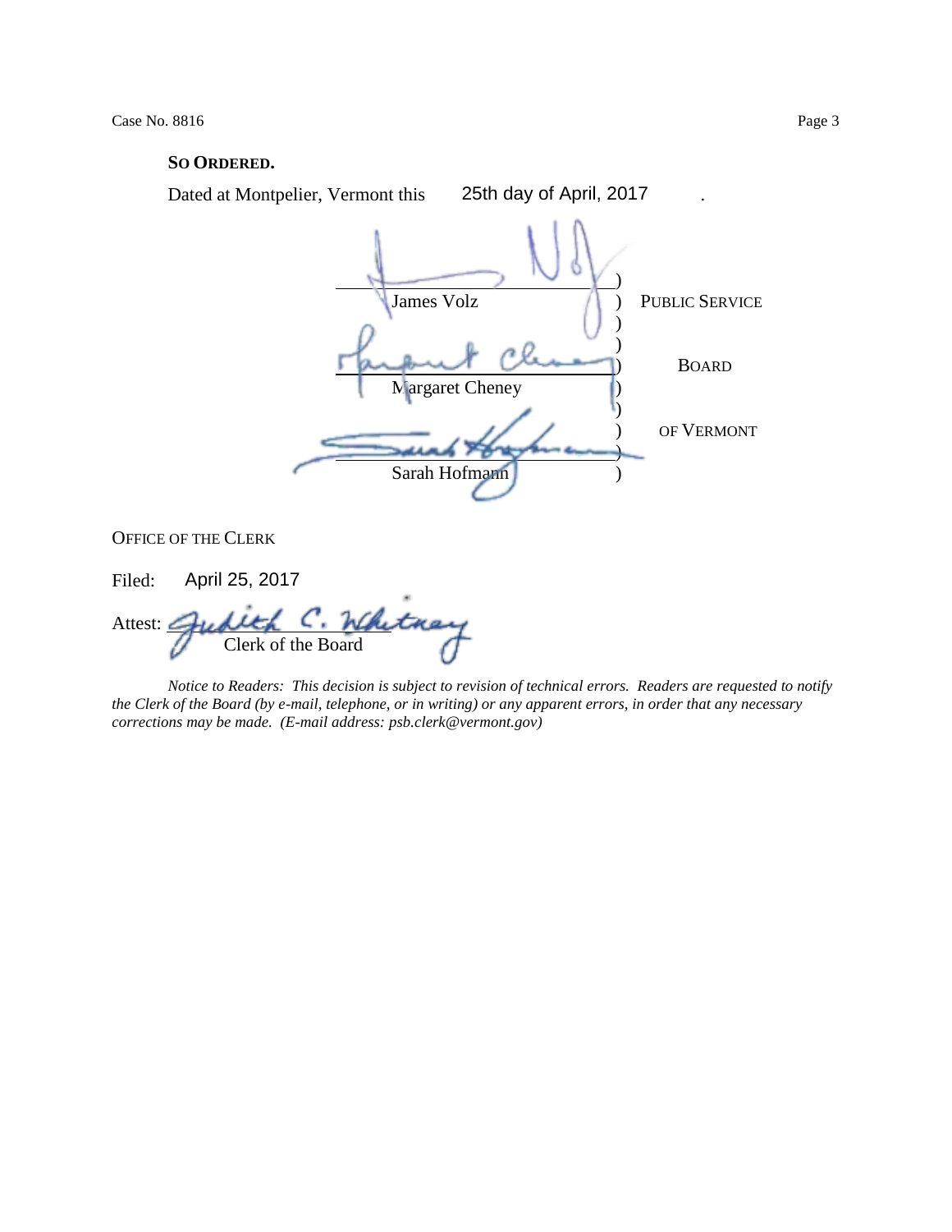**SO ORDERED.**

Dated at Montpelier, Vermont this 25th day of April, 2017.

| | | |
|---|---|---|
| James Volz | ) | PUBLIC SERVICE |
| Margaret Cheney | ) | BOARD |
| Sarah Hofmann | ) | OF VERMONT |

OFFICE OF THE CLERK

Filed: April 25, 2017

Attest: Clerk of the Board

*Notice to Readers: This decision is subject to revision of technical errors. Readers are requested to notify the Clerk of the Board (by e-mail, telephone, or in writing) or any apparent errors, in order that any necessary corrections may be made. (E-mail address: psb.clerk@vermont.gov)*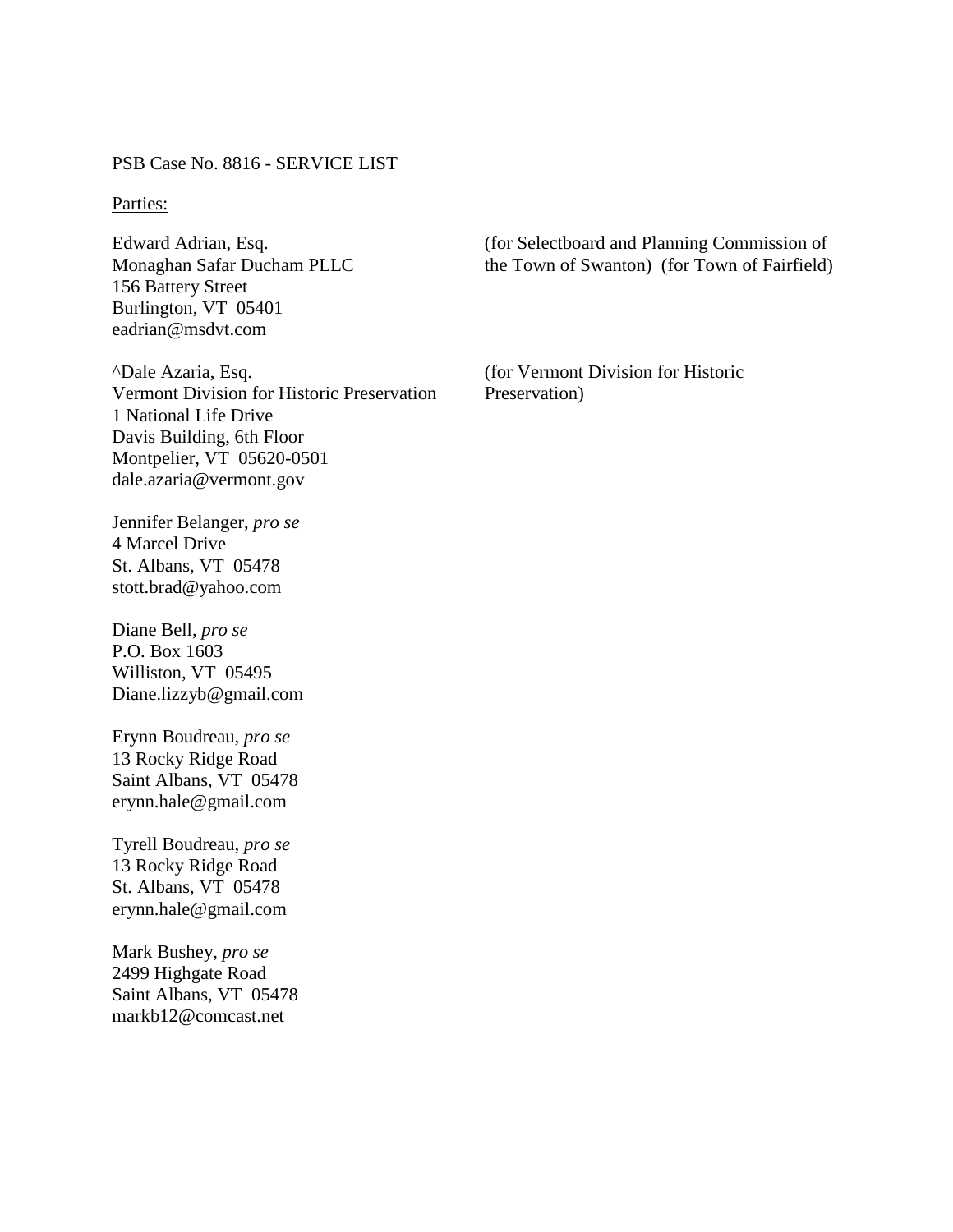PSB Case No. 8816 - SERVICE LIST

Parties:

Edward Adrian, Esq.
Monaghan Safar Ducham PLLC
156 Battery Street
Burlington, VT 05401
eadrian@msdvt.com

(for Selectboard and Planning Commission of the Town of Swanton) (for Town of Fairfield)

^Dale Azaria, Esq.
Vermont Division for Historic Preservation
1 National Life Drive
Davis Building, 6th Floor
Montpelier, VT 05620-0501
dale.azaria@vermont.gov

(for Vermont Division for Historic Preservation)

Jennifer Belanger, *pro se*
4 Marcel Drive
St. Albans, VT 05478
stott.brad@yahoo.com

Diane Bell, *pro se*
P.O. Box 1603
Williston, VT 05495
Diane.lizzyb@gmail.com

Erynn Boudreau, *pro se*
13 Rocky Ridge Road
Saint Albans, VT 05478
erynn.hale@gmail.com

Tyrell Boudreau, *pro se*
13 Rocky Ridge Road
St. Albans, VT 05478
erynn.hale@gmail.com

Mark Bushey, *pro se*
2499 Highgate Road
Saint Albans, VT 05478
markb12@comcast.net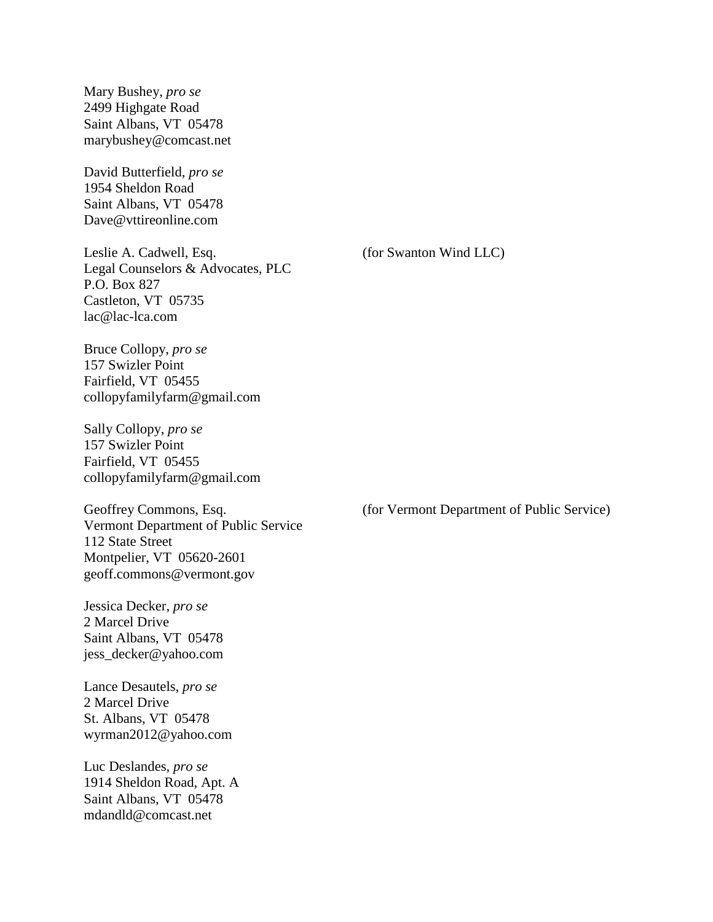Mary Bushey, *pro se*
2499 Highgate Road
Saint Albans, VT  05478
marybushey@comcast.net

David Butterfield, *pro se*
1954 Sheldon Road
Saint Albans, VT  05478
Dave@vttireonline.com

Leslie A. Cadwell, Esq. (for Swanton Wind LLC)
Legal Counselors & Advocates, PLC
P.O. Box 827
Castleton, VT  05735
lac@lac-lca.com

Bruce Collopy, *pro se*
157 Swizler Point
Fairfield, VT  05455
collopyfamilyfarm@gmail.com

Sally Collopy, *pro se*
157 Swizler Point
Fairfield, VT  05455
collopyfamilyfarm@gmail.com

Geoffrey Commons, Esq. (for Vermont Department of Public Service)
Vermont Department of Public Service
112 State Street
Montpelier, VT  05620-2601
geoff.commons@vermont.gov

Jessica Decker, *pro se*
2 Marcel Drive
Saint Albans, VT  05478
jess_decker@yahoo.com

Lance Desautels, *pro se*
2 Marcel Drive
St. Albans, VT  05478
wyrman2012@yahoo.com

Luc Deslandes, *pro se*
1914 Sheldon Road, Apt. A
Saint Albans, VT  05478
mdandld@comcast.net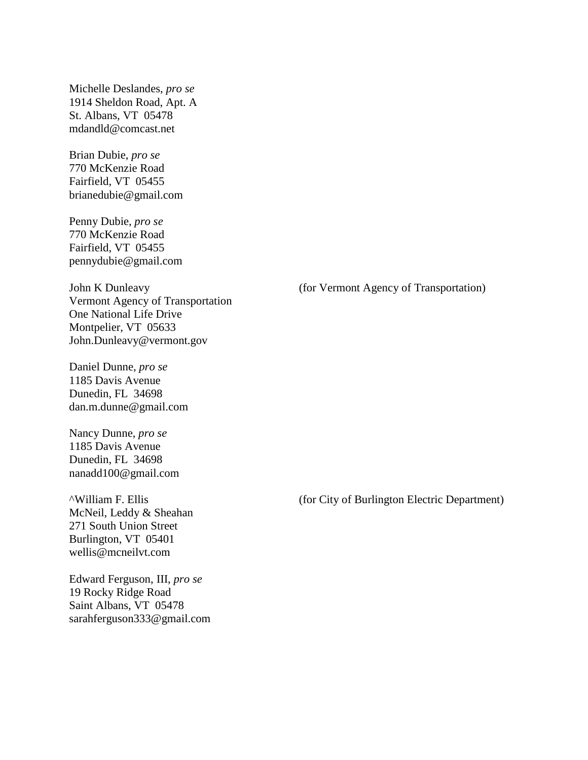Michelle Deslandes, *pro se*
1914 Sheldon Road, Apt. A
St. Albans, VT 05478
mdandld@comcast.net

Brian Dubie, *pro se*
770 McKenzie Road
Fairfield, VT 05455
brianedubie@gmail.com

Penny Dubie, *pro se*
770 McKenzie Road
Fairfield, VT 05455
pennydubie@gmail.com

John K Dunleavy (for Vermont Agency of Transportation)
Vermont Agency of Transportation
One National Life Drive
Montpelier, VT 05633
John.Dunleavy@vermont.gov

Daniel Dunne, *pro se*
1185 Davis Avenue
Dunedin, FL 34698
dan.m.dunne@gmail.com

Nancy Dunne, *pro se*
1185 Davis Avenue
Dunedin, FL 34698
nanadd100@gmail.com

^William F. Ellis (for City of Burlington Electric Department)
McNeil, Leddy & Sheahan
271 South Union Street
Burlington, VT 05401
wellis@mcneilvt.com

Edward Ferguson, III, *pro se*
19 Rocky Ridge Road
Saint Albans, VT 05478
sarahferguson333@gmail.com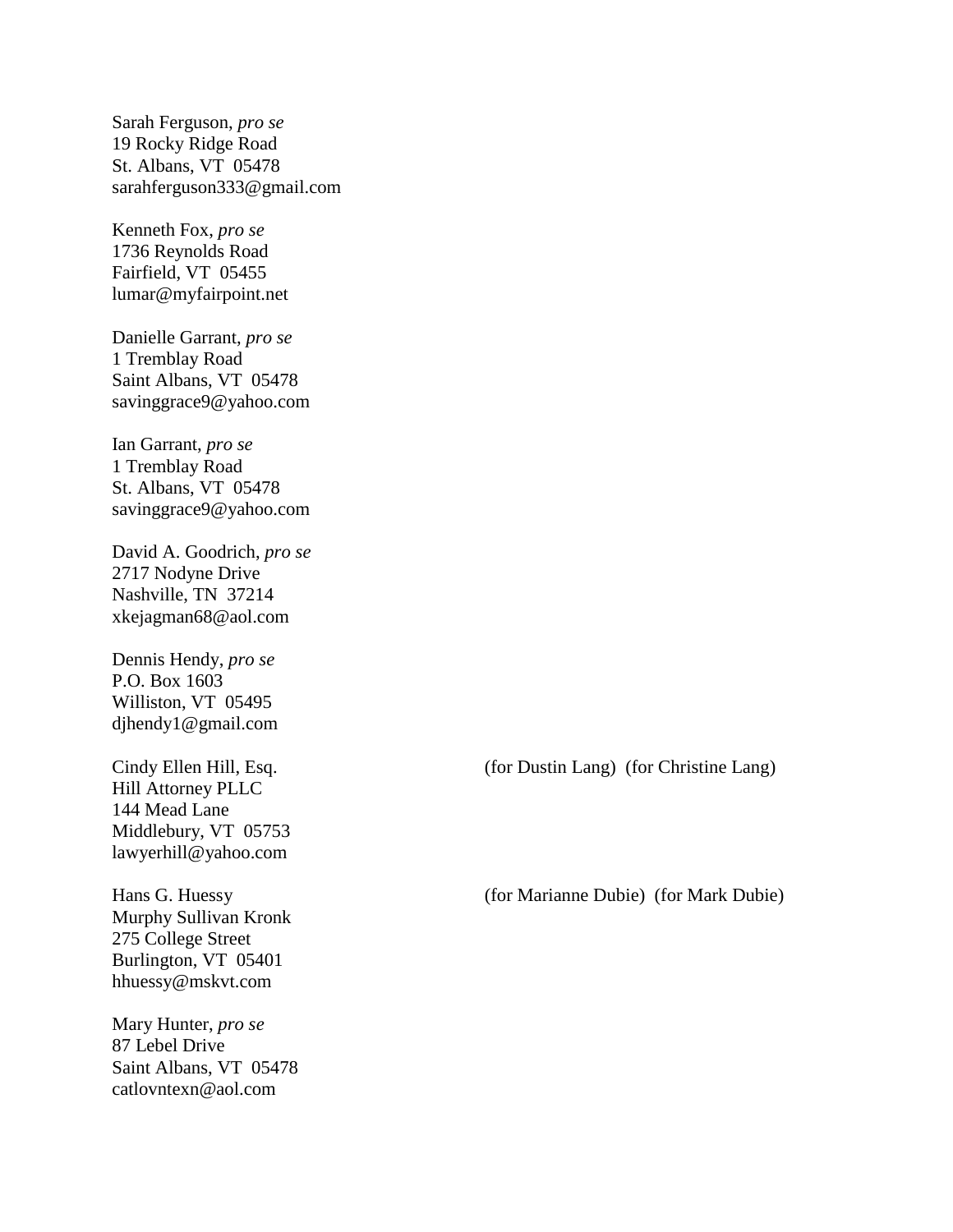Sarah Ferguson, *pro se*
19 Rocky Ridge Road
St. Albans, VT 05478
sarahferguson333@gmail.com

Kenneth Fox, *pro se*
1736 Reynolds Road
Fairfield, VT 05455
lumar@myfairpoint.net

Danielle Garrant, *pro se*
1 Tremblay Road
Saint Albans, VT 05478
savinggrace9@yahoo.com

Ian Garrant, *pro se*
1 Tremblay Road
St. Albans, VT 05478
savinggrace9@yahoo.com

David A. Goodrich, *pro se*
2717 Nodyne Drive
Nashville, TN 37214
xkejagman68@aol.com

Dennis Hendy, *pro se*
P.O. Box 1603
Williston, VT 05495
djhendy1@gmail.com

Cindy Ellen Hill, Esq. (for Dustin Lang) (for Christine Lang)
Hill Attorney PLLC
144 Mead Lane
Middlebury, VT 05753
lawyerhill@yahoo.com

Hans G. Huessy (for Marianne Dubie) (for Mark Dubie)
Murphy Sullivan Kronk
275 College Street
Burlington, VT 05401
hhuessy@mskvt.com

Mary Hunter, *pro se*
87 Lebel Drive
Saint Albans, VT 05478
catlovntexn@aol.com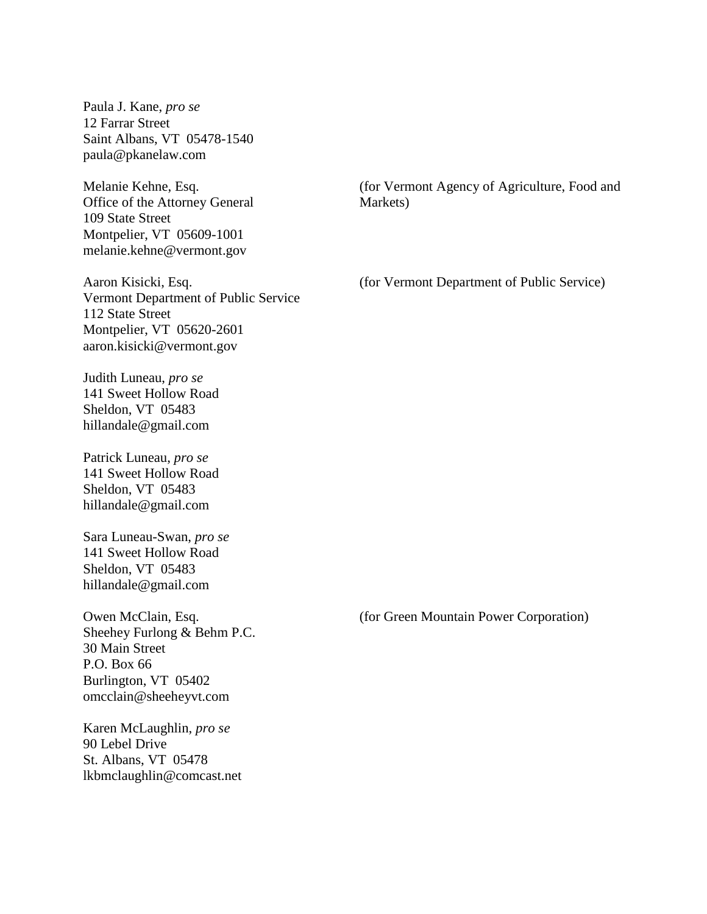Paula J. Kane, *pro se*
12 Farrar Street
Saint Albans, VT 05478-1540
paula@pkanelaw.com

Melanie Kehne, Esq. (for Vermont Agency of Agriculture, Food and Markets)
Office of the Attorney General
109 State Street
Montpelier, VT 05609-1001
melanie.kehne@vermont.gov

Aaron Kisicki, Esq. (for Vermont Department of Public Service)
Vermont Department of Public Service
112 State Street
Montpelier, VT 05620-2601
aaron.kisicki@vermont.gov

Judith Luneau, *pro se*
141 Sweet Hollow Road
Sheldon, VT 05483
hillandale@gmail.com

Patrick Luneau, *pro se*
141 Sweet Hollow Road
Sheldon, VT 05483
hillandale@gmail.com

Sara Luneau-Swan, *pro se*
141 Sweet Hollow Road
Sheldon, VT 05483
hillandale@gmail.com

Owen McClain, Esq. (for Green Mountain Power Corporation)
Sheehey Furlong & Behm P.C.
30 Main Street
P.O. Box 66
Burlington, VT 05402
omcclain@sheeheyvt.com

Karen McLaughlin, *pro se*
90 Lebel Drive
St. Albans, VT 05478
lkbmclaughlin@comcast.net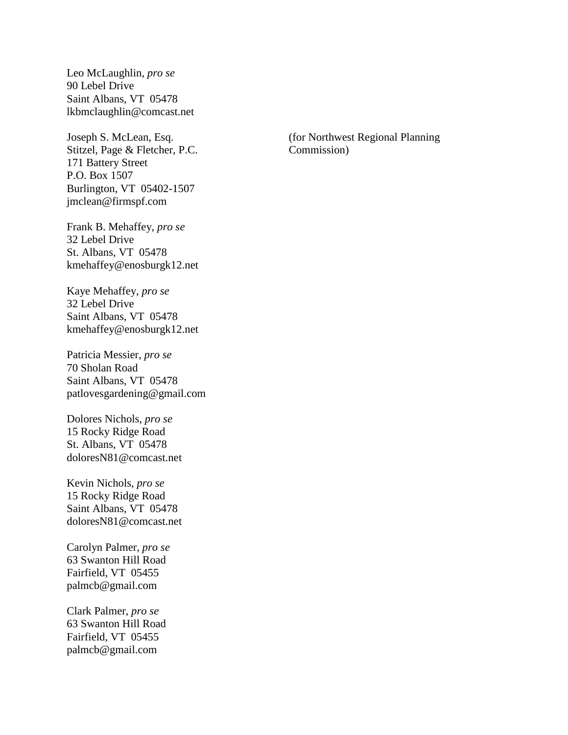Leo McLaughlin, *pro se*
90 Lebel Drive
Saint Albans, VT 05478
lkbmclaughlin@comcast.net

Joseph S. McLean, Esq. (for Northwest Regional Planning Commission)
Stitzel, Page & Fletcher, P.C.
171 Battery Street
P.O. Box 1507
Burlington, VT 05402-1507
jmclean@firmspf.com

Frank B. Mehaffey, *pro se*
32 Lebel Drive
St. Albans, VT 05478
kmehaffey@enosburgk12.net

Kaye Mehaffey, *pro se*
32 Lebel Drive
Saint Albans, VT 05478
kmehaffey@enosburgk12.net

Patricia Messier, *pro se*
70 Sholan Road
Saint Albans, VT 05478
patlovesgardening@gmail.com

Dolores Nichols, *pro se*
15 Rocky Ridge Road
St. Albans, VT 05478
doloresN81@comcast.net

Kevin Nichols, *pro se*
15 Rocky Ridge Road
Saint Albans, VT 05478
doloresN81@comcast.net

Carolyn Palmer, *pro se*
63 Swanton Hill Road
Fairfield, VT 05455
palmcb@gmail.com

Clark Palmer, *pro se*
63 Swanton Hill Road
Fairfield, VT 05455
palmcb@gmail.com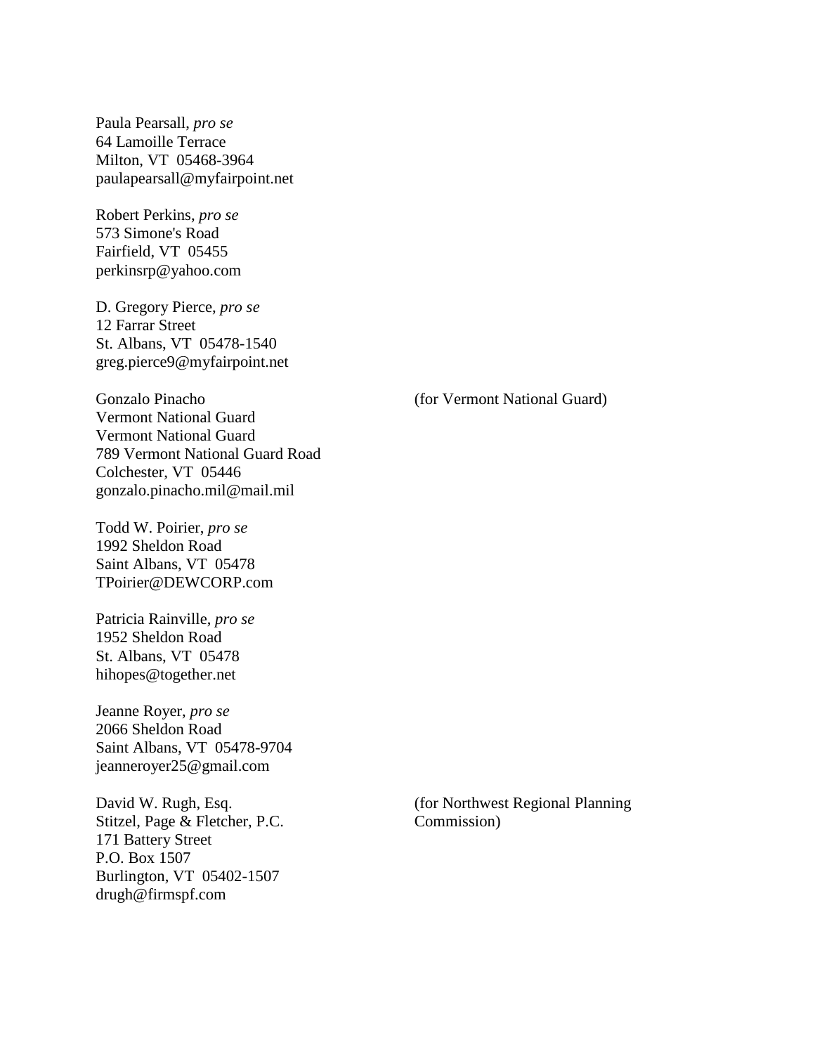Paula Pearsall, *pro se*
64 Lamoille Terrace
Milton, VT 05468-3964
paulapearsall@myfairpoint.net

Robert Perkins, *pro se*
573 Simone's Road
Fairfield, VT 05455
perkinsrp@yahoo.com

D. Gregory Pierce, *pro se*
12 Farrar Street
St. Albans, VT 05478-1540
greg.pierce9@myfairpoint.net

Gonzalo Pinacho (for Vermont National Guard)
Vermont National Guard
Vermont National Guard
789 Vermont National Guard Road
Colchester, VT 05446
gonzalo.pinacho.mil@mail.mil

Todd W. Poirier, *pro se*
1992 Sheldon Road
Saint Albans, VT 05478
TPoirier@DEWCORP.com

Patricia Rainville, *pro se*
1952 Sheldon Road
St. Albans, VT 05478
hihopes@together.net

Jeanne Royer, *pro se*
2066 Sheldon Road
Saint Albans, VT 05478-9704
jeanneroyer25@gmail.com

David W. Rugh, Esq. (for Northwest Regional Planning Commission)
Stitzel, Page & Fletcher, P.C.
171 Battery Street
P.O. Box 1507
Burlington, VT 05402-1507
drugh@firmspf.com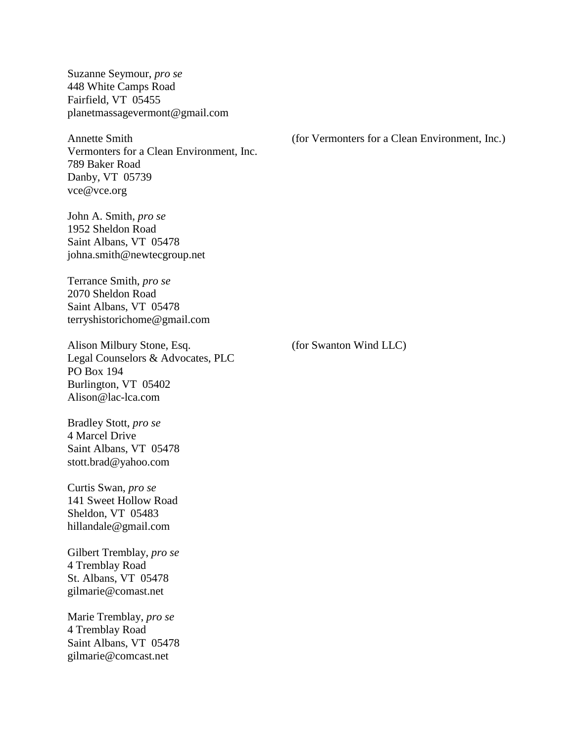Suzanne Seymour, *pro se*
448 White Camps Road
Fairfield, VT 05455
planetmassagevermont@gmail.com

Annette Smith (for Vermonters for a Clean Environment, Inc.)
Vermonters for a Clean Environment, Inc.
789 Baker Road
Danby, VT 05739
vce@vce.org

John A. Smith, *pro se*
1952 Sheldon Road
Saint Albans, VT 05478
johna.smith@newtecgroup.net

Terrance Smith, *pro se*
2070 Sheldon Road
Saint Albans, VT 05478
terryshistorichome@gmail.com

Alison Milbury Stone, Esq. (for Swanton Wind LLC)
Legal Counselors & Advocates, PLC
PO Box 194
Burlington, VT 05402
Alison@lac-lca.com

Bradley Stott, *pro se*
4 Marcel Drive
Saint Albans, VT 05478
stott.brad@yahoo.com

Curtis Swan, *pro se*
141 Sweet Hollow Road
Sheldon, VT 05483
hillandale@gmail.com

Gilbert Tremblay, *pro se*
4 Tremblay Road
St. Albans, VT 05478
gilmarie@comast.net

Marie Tremblay, *pro se*
4 Tremblay Road
Saint Albans, VT 05478
gilmarie@comcast.net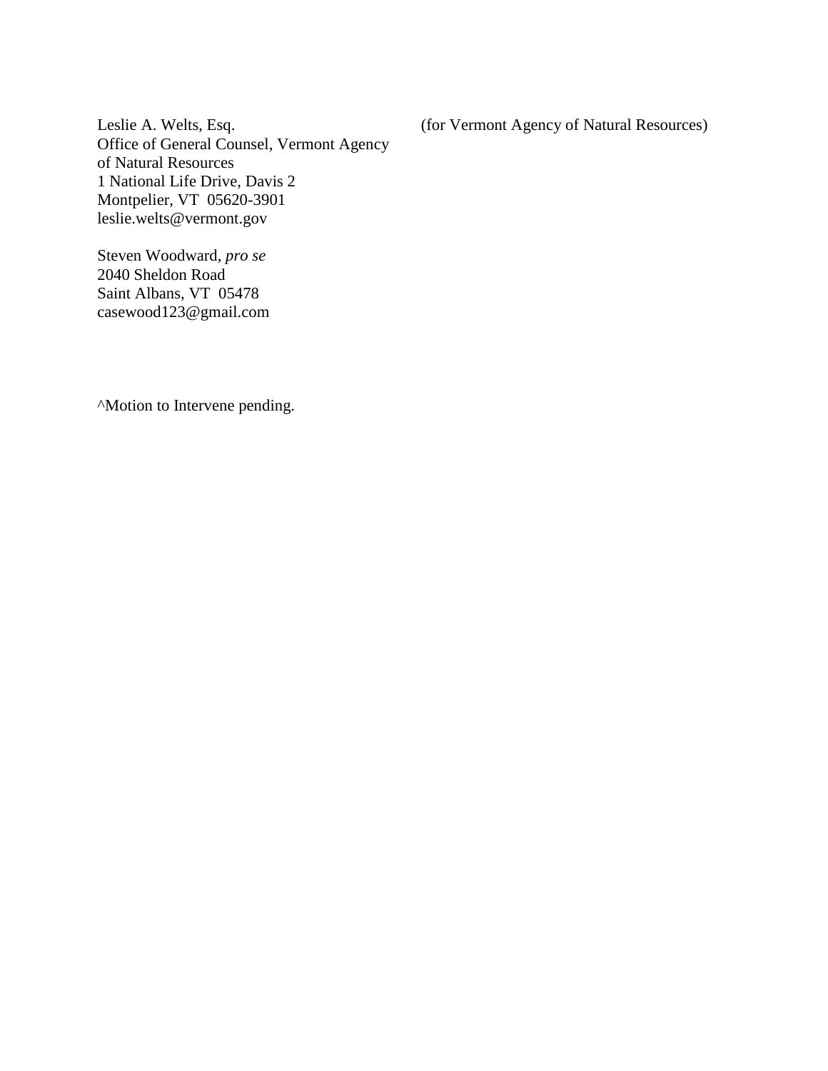Leslie A. Welts, Esq. (for Vermont Agency of Natural Resources)
Office of General Counsel, Vermont Agency of Natural Resources
1 National Life Drive, Davis 2
Montpelier, VT 05620-3901
leslie.welts@vermont.gov

Steven Woodward, *pro se*
2040 Sheldon Road
Saint Albans, VT 05478
casewood123@gmail.com

^Motion to Intervene pending.